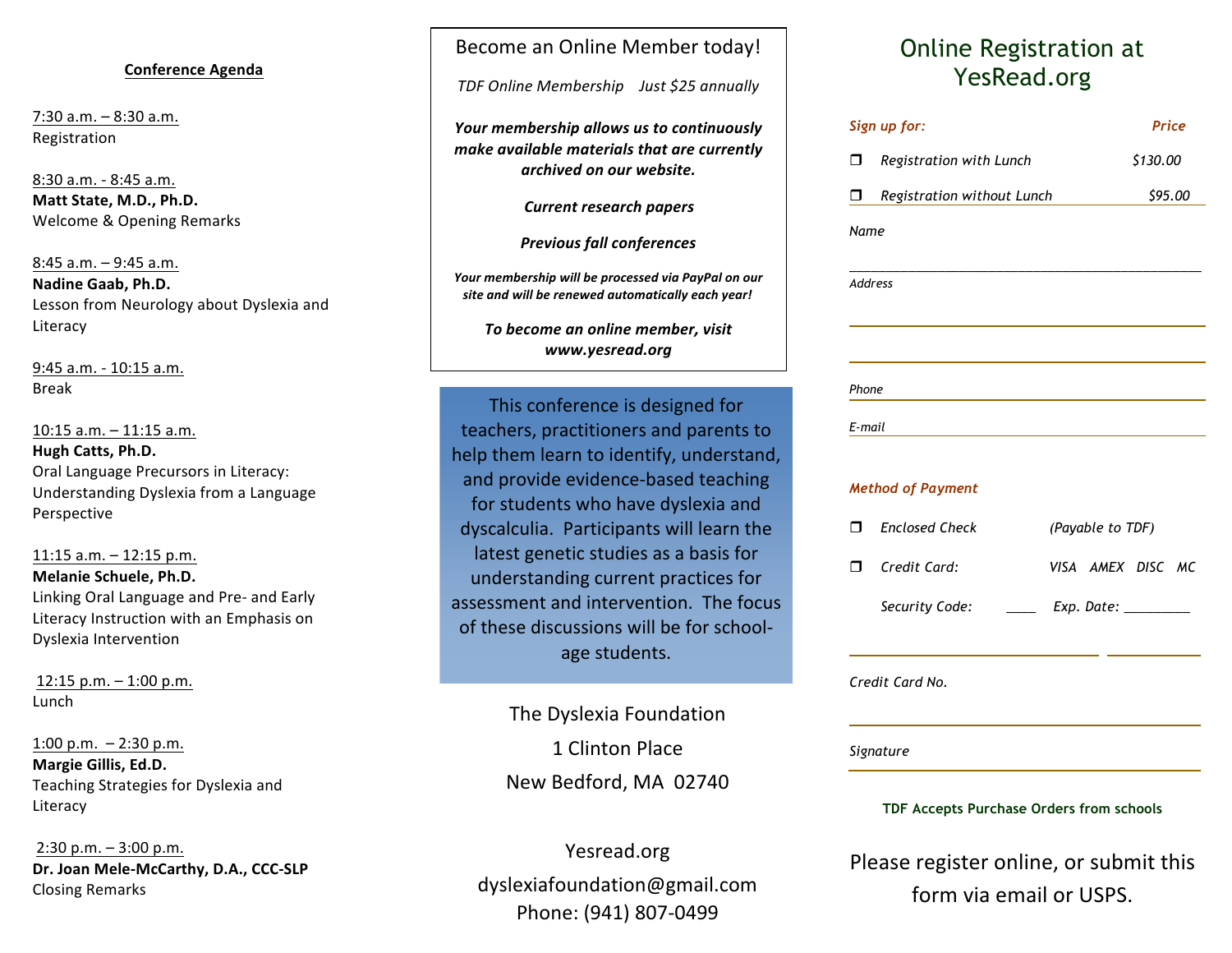## Conference Agenda

7:30 a.m. – 8:30 a.m.
Registration

8:30 a.m. - 8:45 a.m.
**Matt State, M.D., Ph.D.**
Welcome & Opening Remarks

8:45 a.m. – 9:45 a.m.
**Nadine Gaab, Ph.D.**
Lesson from Neurology about Dyslexia and Literacy

9:45 a.m. - 10:15 a.m.
Break

10:15 a.m. – 11:15 a.m.
**Hugh Catts, Ph.D.**
Oral Language Precursors in Literacy: Understanding Dyslexia from a Language Perspective

11:15 a.m. – 12:15 p.m.
**Melanie Schuele, Ph.D.**
Linking Oral Language and Pre- and Early Literacy Instruction with an Emphasis on Dyslexia Intervention

12:15 p.m. – 1:00 p.m.
Lunch

1:00 p.m. – 2:30 p.m.
**Margie Gillis, Ed.D.**
Teaching Strategies for Dyslexia and Literacy

2:30 p.m. – 3:00 p.m.
**Dr. Joan Mele-McCarthy, D.A., CCC-SLP**
Closing Remarks

---

Become an Online Member today!

*TDF Online Membership Just $25 annually*

***Your membership allows us to continuously make available materials that are currently archived on our website.***

***Current research papers***

***Previous fall conferences***

***Your membership will be processed via PayPal on our site and will be renewed automatically each year!***

***To become an online member, visit www.yesread.org***

This conference is designed for teachers, practitioners and parents to help them learn to identify, understand, and provide evidence-based teaching for students who have dyslexia and dyscalculia. Participants will learn the latest genetic studies as a basis for understanding current practices for assessment and intervention. The focus of these discussions will be for school-age students.

The Dyslexia Foundation
1 Clinton Place
New Bedford, MA 02740

Yesread.org
dyslexiafoundation@gmail.com
Phone: (941) 807-0499

---

## Online Registration at YesRead.org

| *Sign up for:* | *Price* |
|---|---|
| ❒ *Registration with Lunch* | *$130.00* |
| ❒ *Registration without Lunch* | *$95.00* |

*Name* \_\_\_\_\_\_\_\_\_\_\_\_\_\_\_\_\_\_\_\_\_\_\_\_\_\_\_\_\_\_\_\_\_\_\_\_

*Address* \_\_\_\_\_\_\_\_\_\_\_\_\_\_\_\_\_\_\_\_\_\_\_\_\_\_\_\_\_\_\_\_\_\_\_\_

*Phone* \_\_\_\_\_\_\_\_\_\_\_\_\_\_\_\_\_\_\_\_\_\_\_\_\_\_\_\_\_\_\_\_\_\_\_\_

*E-mail* \_\_\_\_\_\_\_\_\_\_\_\_\_\_\_\_\_\_\_\_\_\_\_\_\_\_\_\_\_\_\_\_\_\_\_\_

***Method of Payment***

❒ *Enclosed Check* *(Payable to TDF)*

❒ *Credit Card:* *VISA AMEX DISC MC*

*Security Code:* \_\_\_\_ *Exp. Date:* \_\_\_\_\_\_\_\_\_

*Credit Card No.* \_\_\_\_\_\_\_\_\_\_\_\_\_\_\_\_\_\_\_\_\_\_\_\_\_\_\_\_\_\_\_\_\_\_\_\_

*Signature* \_\_\_\_\_\_\_\_\_\_\_\_\_\_\_\_\_\_\_\_\_\_\_\_\_\_\_\_\_\_\_\_\_\_\_\_

**TDF Accepts Purchase Orders from schools**

Please register online, or submit this form via email or USPS.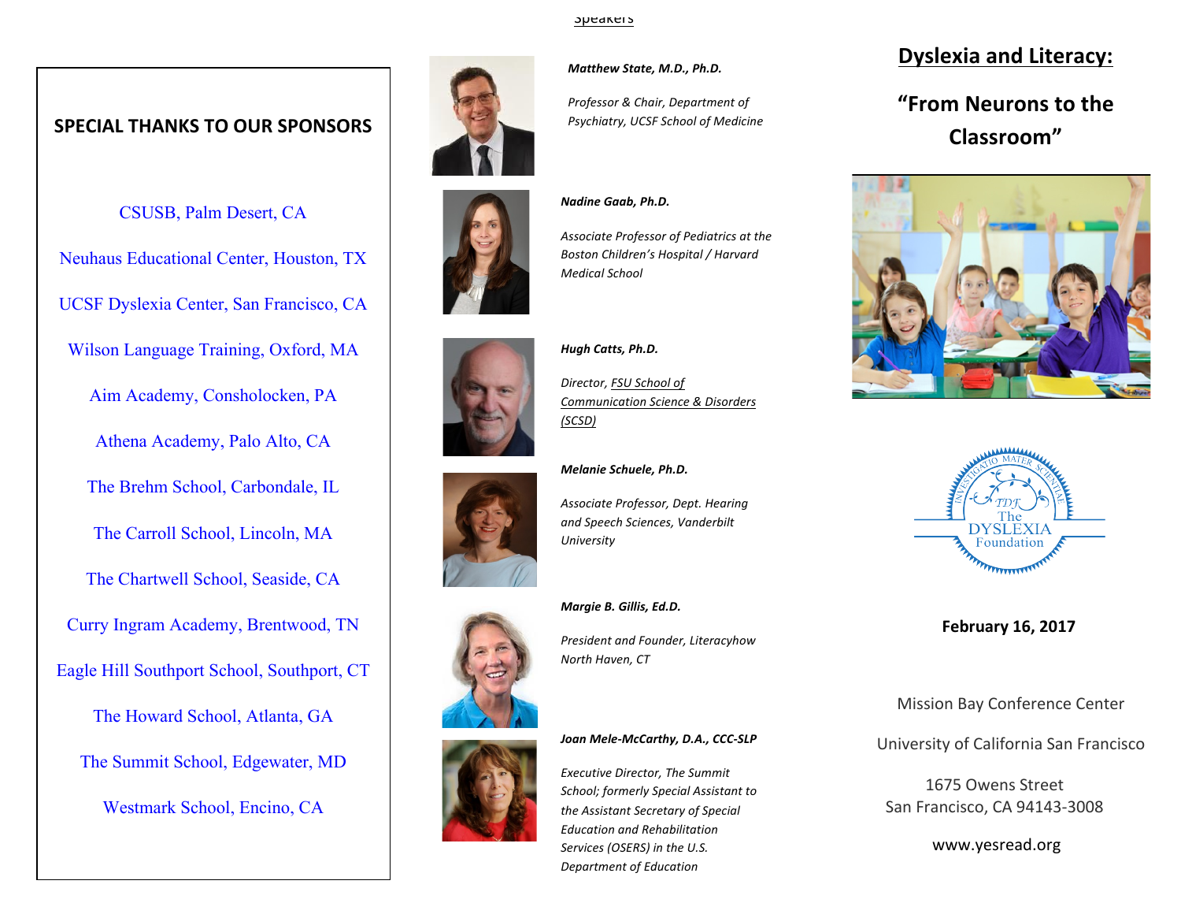## SPECIAL THANKS TO OUR SPONSORS

CSUSB, Palm Desert, CA

Neuhaus Educational Center, Houston, TX

UCSF Dyslexia Center, San Francisco, CA

Wilson Language Training, Oxford, MA

Aim Academy, Consholocken, PA

Athena Academy, Palo Alto, CA

The Brehm School, Carbondale, IL

The Carroll School, Lincoln, MA

The Chartwell School, Seaside, CA

Curry Ingram Academy, Brentwood, TN

Eagle Hill Southport School, Southport, CT

The Howard School, Atlanta, GA

The Summit School, Edgewater, MD

Westmark School, Encino, CA

## Speakers

***Matthew State, M.D., Ph.D.***

*Professor & Chair, Department of Psychiatry, UCSF School of Medicine*

***Nadine Gaab, Ph.D.***

*Associate Professor of Pediatrics at the Boston Children's Hospital / Harvard Medical School*

***Hugh Catts, Ph.D.***

*Director, FSU School of Communication Science & Disorders (SCSD)*

***Melanie Schuele, Ph.D.***

*Associate Professor, Dept. Hearing and Speech Sciences, Vanderbilt University*

***Margie B. Gillis, Ed.D.***

*President and Founder, Literacyhow North Haven, CT*

***Joan Mele-McCarthy, D.A., CCC-SLP***

*Executive Director, The Summit School; formerly Special Assistant to the Assistant Secretary of Special Education and Rehabilitation Services (OSERS) in the U.S. Department of Education*

# Dyslexia and Literacy:

# "From Neurons to the Classroom"

INVESTIGATIO MATER SCIENTIAE
TDF
The DYSLEXIA Foundation

**February 16, 2017**

Mission Bay Conference Center

University of California San Francisco

1675 Owens Street
San Francisco, CA 94143-3008

www.yesread.org